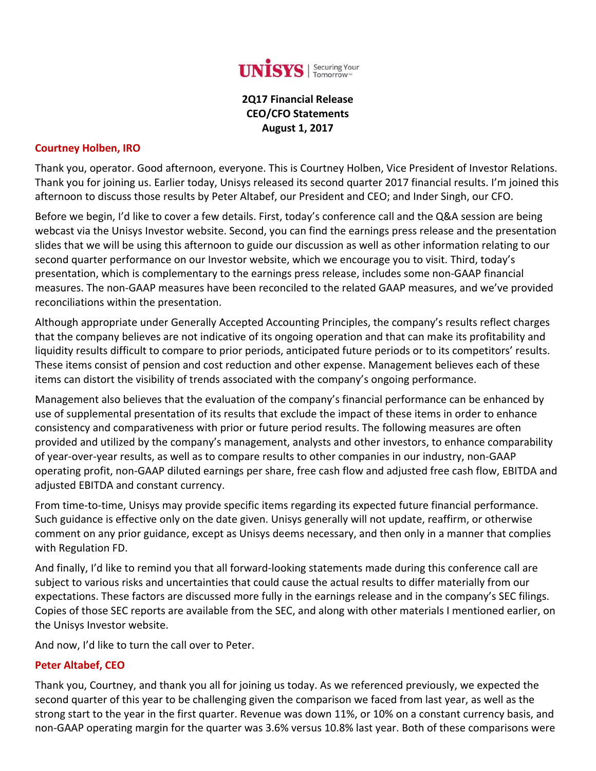**UNISYS** | Securing Your Tomorrow™

**2Q17 Financial Release**
**CEO/CFO Statements**
**August 1, 2017**

**Courtney Holben, IRO**

Thank you, operator. Good afternoon, everyone. This is Courtney Holben, Vice President of Investor Relations. Thank you for joining us. Earlier today, Unisys released its second quarter 2017 financial results. I'm joined this afternoon to discuss those results by Peter Altabef, our President and CEO; and Inder Singh, our CFO.

Before we begin, I'd like to cover a few details. First, today's conference call and the Q&A session are being webcast via the Unisys Investor website. Second, you can find the earnings press release and the presentation slides that we will be using this afternoon to guide our discussion as well as other information relating to our second quarter performance on our Investor website, which we encourage you to visit. Third, today's presentation, which is complementary to the earnings press release, includes some non-GAAP financial measures. The non-GAAP measures have been reconciled to the related GAAP measures, and we've provided reconciliations within the presentation.

Although appropriate under Generally Accepted Accounting Principles, the company's results reflect charges that the company believes are not indicative of its ongoing operation and that can make its profitability and liquidity results difficult to compare to prior periods, anticipated future periods or to its competitors' results. These items consist of pension and cost reduction and other expense. Management believes each of these items can distort the visibility of trends associated with the company's ongoing performance.

Management also believes that the evaluation of the company's financial performance can be enhanced by use of supplemental presentation of its results that exclude the impact of these items in order to enhance consistency and comparativeness with prior or future period results. The following measures are often provided and utilized by the company's management, analysts and other investors, to enhance comparability of year-over-year results, as well as to compare results to other companies in our industry, non-GAAP operating profit, non-GAAP diluted earnings per share, free cash flow and adjusted free cash flow, EBITDA and adjusted EBITDA and constant currency.

From time-to-time, Unisys may provide specific items regarding its expected future financial performance. Such guidance is effective only on the date given. Unisys generally will not update, reaffirm, or otherwise comment on any prior guidance, except as Unisys deems necessary, and then only in a manner that complies with Regulation FD.

And finally, I'd like to remind you that all forward-looking statements made during this conference call are subject to various risks and uncertainties that could cause the actual results to differ materially from our expectations. These factors are discussed more fully in the earnings release and in the company's SEC filings. Copies of those SEC reports are available from the SEC, and along with other materials I mentioned earlier, on the Unisys Investor website.

And now, I'd like to turn the call over to Peter.

**Peter Altabef, CEO**

Thank you, Courtney, and thank you all for joining us today. As we referenced previously, we expected the second quarter of this year to be challenging given the comparison we faced from last year, as well as the strong start to the year in the first quarter. Revenue was down 11%, or 10% on a constant currency basis, and non-GAAP operating margin for the quarter was 3.6% versus 10.8% last year. Both of these comparisons were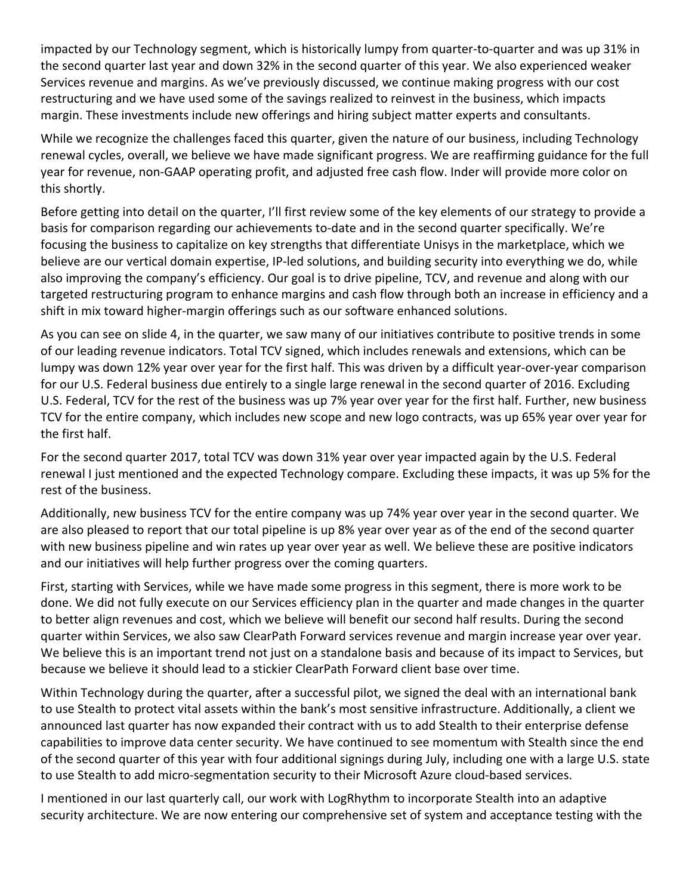impacted by our Technology segment, which is historically lumpy from quarter-to-quarter and was up 31% in the second quarter last year and down 32% in the second quarter of this year. We also experienced weaker Services revenue and margins. As we've previously discussed, we continue making progress with our cost restructuring and we have used some of the savings realized to reinvest in the business, which impacts margin. These investments include new offerings and hiring subject matter experts and consultants.

While we recognize the challenges faced this quarter, given the nature of our business, including Technology renewal cycles, overall, we believe we have made significant progress. We are reaffirming guidance for the full year for revenue, non-GAAP operating profit, and adjusted free cash flow. Inder will provide more color on this shortly.

Before getting into detail on the quarter, I'll first review some of the key elements of our strategy to provide a basis for comparison regarding our achievements to-date and in the second quarter specifically. We're focusing the business to capitalize on key strengths that differentiate Unisys in the marketplace, which we believe are our vertical domain expertise, IP-led solutions, and building security into everything we do, while also improving the company's efficiency. Our goal is to drive pipeline, TCV, and revenue and along with our targeted restructuring program to enhance margins and cash flow through both an increase in efficiency and a shift in mix toward higher-margin offerings such as our software enhanced solutions.

As you can see on slide 4, in the quarter, we saw many of our initiatives contribute to positive trends in some of our leading revenue indicators. Total TCV signed, which includes renewals and extensions, which can be lumpy was down 12% year over year for the first half. This was driven by a difficult year-over-year comparison for our U.S. Federal business due entirely to a single large renewal in the second quarter of 2016. Excluding U.S. Federal, TCV for the rest of the business was up 7% year over year for the first half. Further, new business TCV for the entire company, which includes new scope and new logo contracts, was up 65% year over year for the first half.

For the second quarter 2017, total TCV was down 31% year over year impacted again by the U.S. Federal renewal I just mentioned and the expected Technology compare. Excluding these impacts, it was up 5% for the rest of the business.

Additionally, new business TCV for the entire company was up 74% year over year in the second quarter. We are also pleased to report that our total pipeline is up 8% year over year as of the end of the second quarter with new business pipeline and win rates up year over year as well. We believe these are positive indicators and our initiatives will help further progress over the coming quarters.

First, starting with Services, while we have made some progress in this segment, there is more work to be done. We did not fully execute on our Services efficiency plan in the quarter and made changes in the quarter to better align revenues and cost, which we believe will benefit our second half results. During the second quarter within Services, we also saw ClearPath Forward services revenue and margin increase year over year. We believe this is an important trend not just on a standalone basis and because of its impact to Services, but because we believe it should lead to a stickier ClearPath Forward client base over time.

Within Technology during the quarter, after a successful pilot, we signed the deal with an international bank to use Stealth to protect vital assets within the bank's most sensitive infrastructure. Additionally, a client we announced last quarter has now expanded their contract with us to add Stealth to their enterprise defense capabilities to improve data center security. We have continued to see momentum with Stealth since the end of the second quarter of this year with four additional signings during July, including one with a large U.S. state to use Stealth to add micro-segmentation security to their Microsoft Azure cloud-based services.

I mentioned in our last quarterly call, our work with LogRhythm to incorporate Stealth into an adaptive security architecture. We are now entering our comprehensive set of system and acceptance testing with the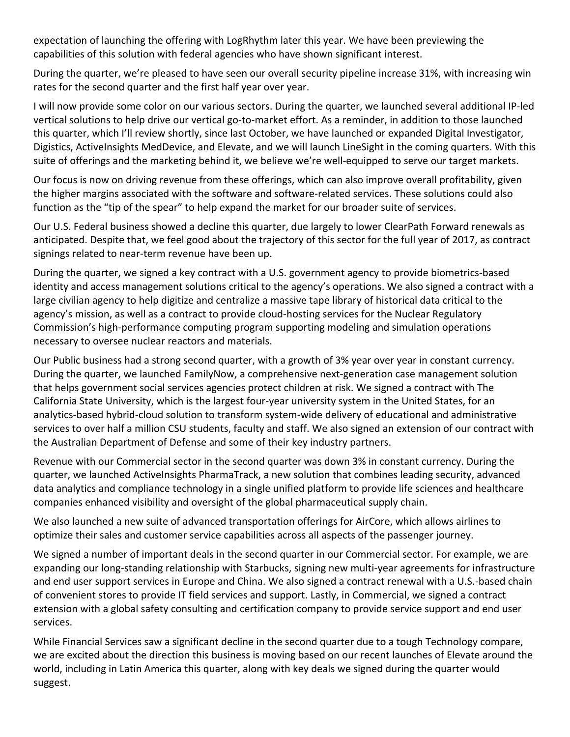expectation of launching the offering with LogRhythm later this year. We have been previewing the capabilities of this solution with federal agencies who have shown significant interest.

During the quarter, we're pleased to have seen our overall security pipeline increase 31%, with increasing win rates for the second quarter and the first half year over year.

I will now provide some color on our various sectors. During the quarter, we launched several additional IP-led vertical solutions to help drive our vertical go-to-market effort. As a reminder, in addition to those launched this quarter, which I'll review shortly, since last October, we have launched or expanded Digital Investigator, Digistics, ActiveInsights MedDevice, and Elevate, and we will launch LineSight in the coming quarters. With this suite of offerings and the marketing behind it, we believe we're well-equipped to serve our target markets.

Our focus is now on driving revenue from these offerings, which can also improve overall profitability, given the higher margins associated with the software and software-related services. These solutions could also function as the "tip of the spear" to help expand the market for our broader suite of services.

Our U.S. Federal business showed a decline this quarter, due largely to lower ClearPath Forward renewals as anticipated. Despite that, we feel good about the trajectory of this sector for the full year of 2017, as contract signings related to near-term revenue have been up.

During the quarter, we signed a key contract with a U.S. government agency to provide biometrics-based identity and access management solutions critical to the agency's operations. We also signed a contract with a large civilian agency to help digitize and centralize a massive tape library of historical data critical to the agency's mission, as well as a contract to provide cloud-hosting services for the Nuclear Regulatory Commission's high-performance computing program supporting modeling and simulation operations necessary to oversee nuclear reactors and materials.

Our Public business had a strong second quarter, with a growth of 3% year over year in constant currency. During the quarter, we launched FamilyNow, a comprehensive next-generation case management solution that helps government social services agencies protect children at risk. We signed a contract with The California State University, which is the largest four-year university system in the United States, for an analytics-based hybrid-cloud solution to transform system-wide delivery of educational and administrative services to over half a million CSU students, faculty and staff. We also signed an extension of our contract with the Australian Department of Defense and some of their key industry partners.

Revenue with our Commercial sector in the second quarter was down 3% in constant currency. During the quarter, we launched ActiveInsights PharmaTrack, a new solution that combines leading security, advanced data analytics and compliance technology in a single unified platform to provide life sciences and healthcare companies enhanced visibility and oversight of the global pharmaceutical supply chain.

We also launched a new suite of advanced transportation offerings for AirCore, which allows airlines to optimize their sales and customer service capabilities across all aspects of the passenger journey.

We signed a number of important deals in the second quarter in our Commercial sector. For example, we are expanding our long-standing relationship with Starbucks, signing new multi-year agreements for infrastructure and end user support services in Europe and China. We also signed a contract renewal with a U.S.-based chain of convenient stores to provide IT field services and support. Lastly, in Commercial, we signed a contract extension with a global safety consulting and certification company to provide service support and end user services.

While Financial Services saw a significant decline in the second quarter due to a tough Technology compare, we are excited about the direction this business is moving based on our recent launches of Elevate around the world, including in Latin America this quarter, along with key deals we signed during the quarter would suggest.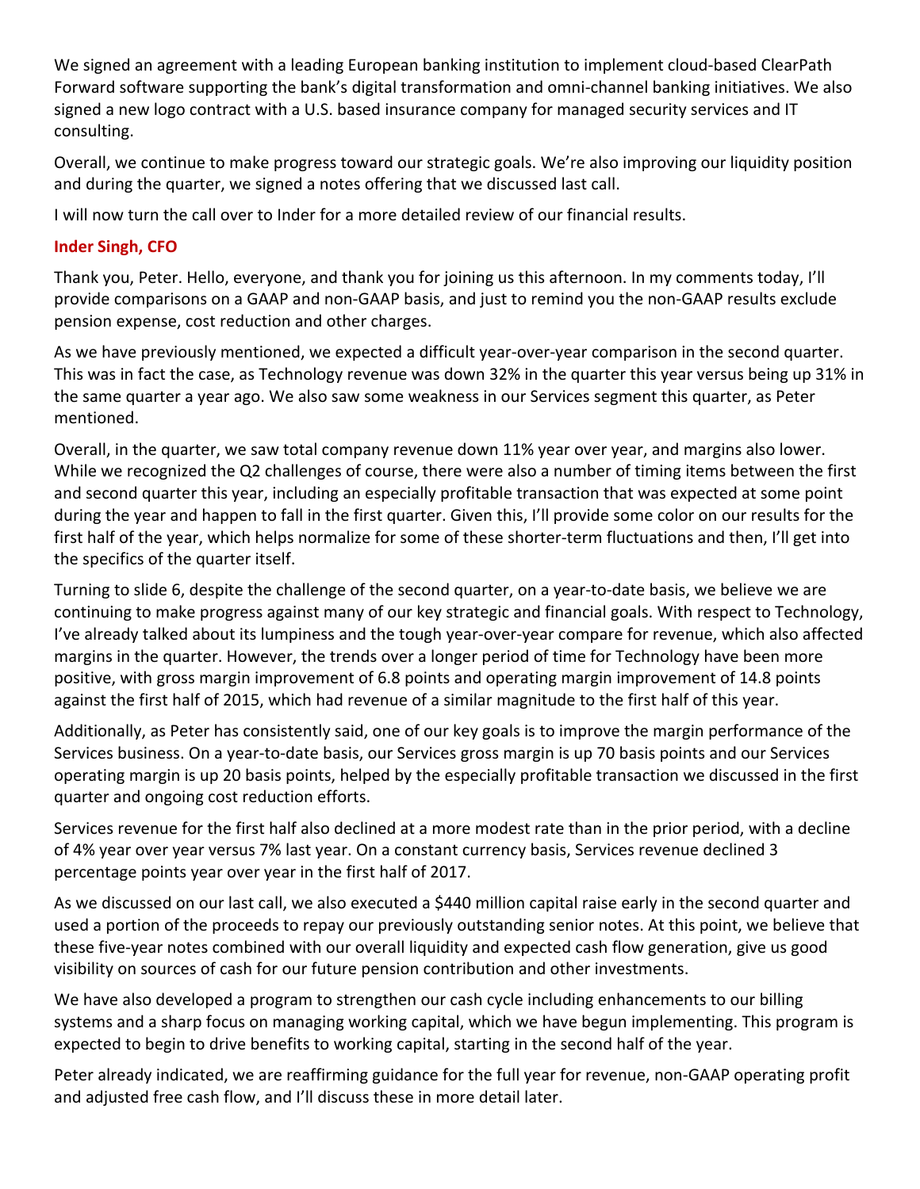We signed an agreement with a leading European banking institution to implement cloud-based ClearPath Forward software supporting the bank's digital transformation and omni-channel banking initiatives. We also signed a new logo contract with a U.S. based insurance company for managed security services and IT consulting.

Overall, we continue to make progress toward our strategic goals. We're also improving our liquidity position and during the quarter, we signed a notes offering that we discussed last call.

I will now turn the call over to Inder for a more detailed review of our financial results.

**Inder Singh, CFO**

Thank you, Peter. Hello, everyone, and thank you for joining us this afternoon. In my comments today, I'll provide comparisons on a GAAP and non-GAAP basis, and just to remind you the non-GAAP results exclude pension expense, cost reduction and other charges.

As we have previously mentioned, we expected a difficult year-over-year comparison in the second quarter. This was in fact the case, as Technology revenue was down 32% in the quarter this year versus being up 31% in the same quarter a year ago. We also saw some weakness in our Services segment this quarter, as Peter mentioned.

Overall, in the quarter, we saw total company revenue down 11% year over year, and margins also lower. While we recognized the Q2 challenges of course, there were also a number of timing items between the first and second quarter this year, including an especially profitable transaction that was expected at some point during the year and happen to fall in the first quarter. Given this, I'll provide some color on our results for the first half of the year, which helps normalize for some of these shorter-term fluctuations and then, I'll get into the specifics of the quarter itself.

Turning to slide 6, despite the challenge of the second quarter, on a year-to-date basis, we believe we are continuing to make progress against many of our key strategic and financial goals. With respect to Technology, I've already talked about its lumpiness and the tough year-over-year compare for revenue, which also affected margins in the quarter. However, the trends over a longer period of time for Technology have been more positive, with gross margin improvement of 6.8 points and operating margin improvement of 14.8 points against the first half of 2015, which had revenue of a similar magnitude to the first half of this year.

Additionally, as Peter has consistently said, one of our key goals is to improve the margin performance of the Services business. On a year-to-date basis, our Services gross margin is up 70 basis points and our Services operating margin is up 20 basis points, helped by the especially profitable transaction we discussed in the first quarter and ongoing cost reduction efforts.

Services revenue for the first half also declined at a more modest rate than in the prior period, with a decline of 4% year over year versus 7% last year. On a constant currency basis, Services revenue declined 3 percentage points year over year in the first half of 2017.

As we discussed on our last call, we also executed a $440 million capital raise early in the second quarter and used a portion of the proceeds to repay our previously outstanding senior notes. At this point, we believe that these five-year notes combined with our overall liquidity and expected cash flow generation, give us good visibility on sources of cash for our future pension contribution and other investments.

We have also developed a program to strengthen our cash cycle including enhancements to our billing systems and a sharp focus on managing working capital, which we have begun implementing. This program is expected to begin to drive benefits to working capital, starting in the second half of the year.

Peter already indicated, we are reaffirming guidance for the full year for revenue, non-GAAP operating profit and adjusted free cash flow, and I'll discuss these in more detail later.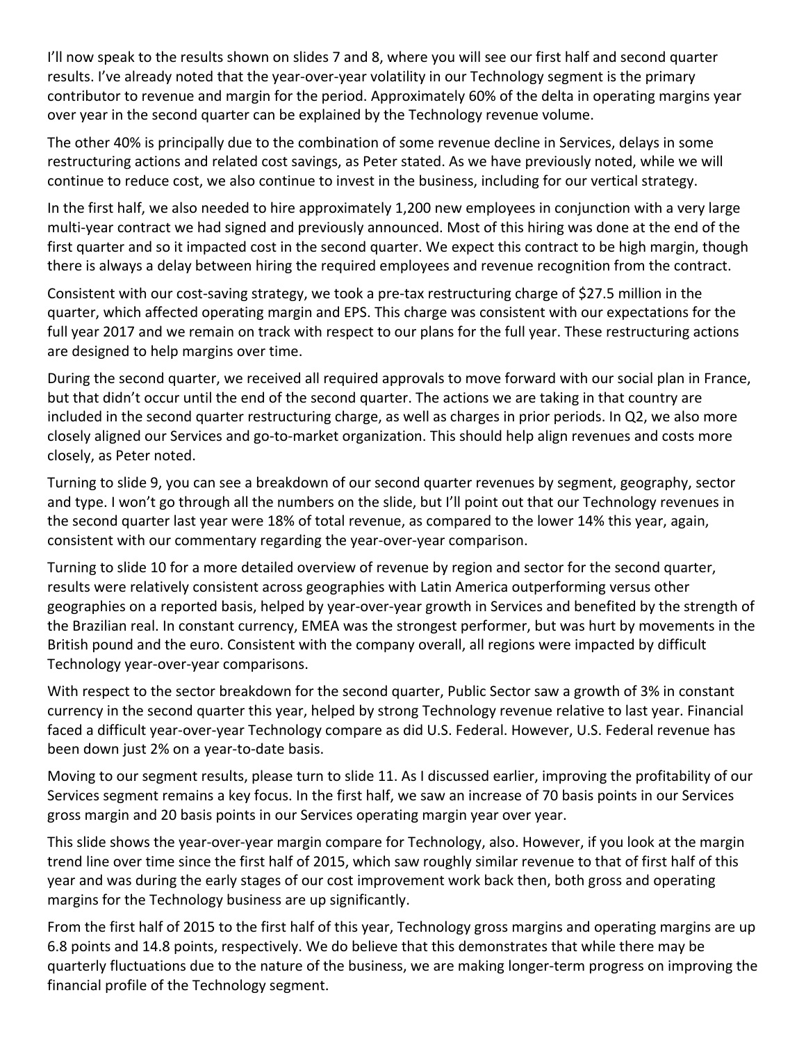I'll now speak to the results shown on slides 7 and 8, where you will see our first half and second quarter results. I've already noted that the year-over-year volatility in our Technology segment is the primary contributor to revenue and margin for the period. Approximately 60% of the delta in operating margins year over year in the second quarter can be explained by the Technology revenue volume.

The other 40% is principally due to the combination of some revenue decline in Services, delays in some restructuring actions and related cost savings, as Peter stated. As we have previously noted, while we will continue to reduce cost, we also continue to invest in the business, including for our vertical strategy.

In the first half, we also needed to hire approximately 1,200 new employees in conjunction with a very large multi-year contract we had signed and previously announced. Most of this hiring was done at the end of the first quarter and so it impacted cost in the second quarter. We expect this contract to be high margin, though there is always a delay between hiring the required employees and revenue recognition from the contract.

Consistent with our cost-saving strategy, we took a pre-tax restructuring charge of $27.5 million in the quarter, which affected operating margin and EPS. This charge was consistent with our expectations for the full year 2017 and we remain on track with respect to our plans for the full year. These restructuring actions are designed to help margins over time.

During the second quarter, we received all required approvals to move forward with our social plan in France, but that didn't occur until the end of the second quarter. The actions we are taking in that country are included in the second quarter restructuring charge, as well as charges in prior periods. In Q2, we also more closely aligned our Services and go-to-market organization. This should help align revenues and costs more closely, as Peter noted.

Turning to slide 9, you can see a breakdown of our second quarter revenues by segment, geography, sector and type. I won't go through all the numbers on the slide, but I'll point out that our Technology revenues in the second quarter last year were 18% of total revenue, as compared to the lower 14% this year, again, consistent with our commentary regarding the year-over-year comparison.

Turning to slide 10 for a more detailed overview of revenue by region and sector for the second quarter, results were relatively consistent across geographies with Latin America outperforming versus other geographies on a reported basis, helped by year-over-year growth in Services and benefited by the strength of the Brazilian real. In constant currency, EMEA was the strongest performer, but was hurt by movements in the British pound and the euro. Consistent with the company overall, all regions were impacted by difficult Technology year-over-year comparisons.

With respect to the sector breakdown for the second quarter, Public Sector saw a growth of 3% in constant currency in the second quarter this year, helped by strong Technology revenue relative to last year. Financial faced a difficult year-over-year Technology compare as did U.S. Federal. However, U.S. Federal revenue has been down just 2% on a year-to-date basis.

Moving to our segment results, please turn to slide 11. As I discussed earlier, improving the profitability of our Services segment remains a key focus. In the first half, we saw an increase of 70 basis points in our Services gross margin and 20 basis points in our Services operating margin year over year.

This slide shows the year-over-year margin compare for Technology, also. However, if you look at the margin trend line over time since the first half of 2015, which saw roughly similar revenue to that of first half of this year and was during the early stages of our cost improvement work back then, both gross and operating margins for the Technology business are up significantly.

From the first half of 2015 to the first half of this year, Technology gross margins and operating margins are up 6.8 points and 14.8 points, respectively. We do believe that this demonstrates that while there may be quarterly fluctuations due to the nature of the business, we are making longer-term progress on improving the financial profile of the Technology segment.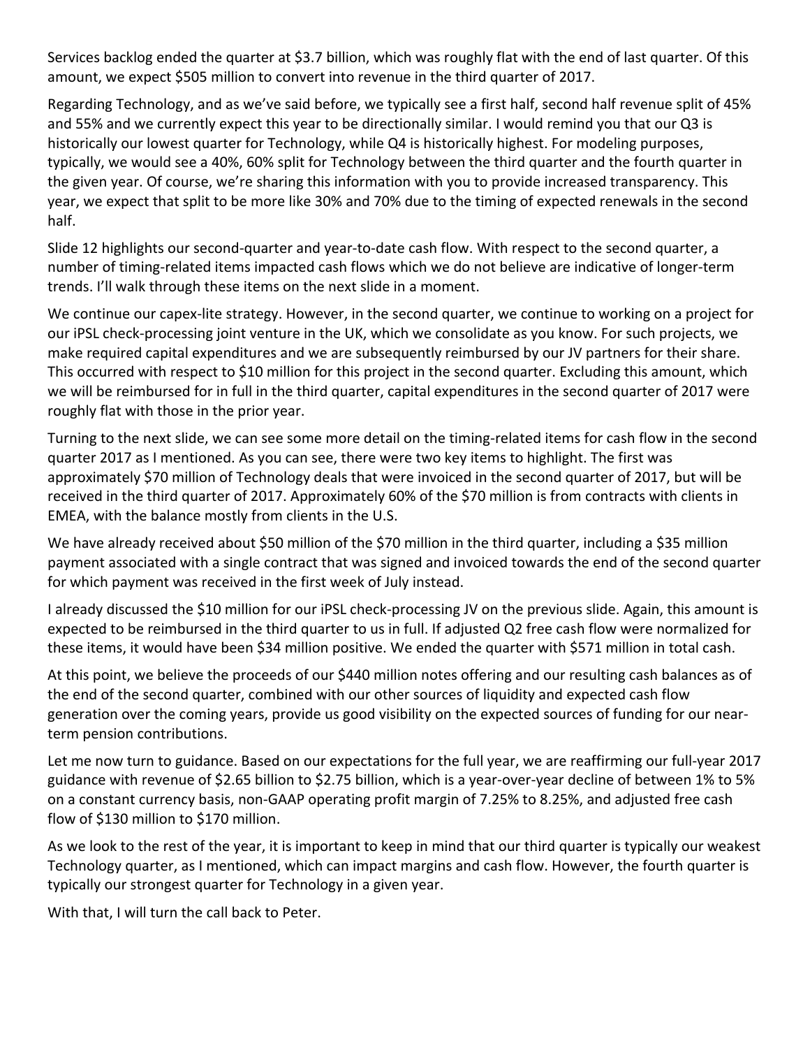Services backlog ended the quarter at $3.7 billion, which was roughly flat with the end of last quarter. Of this amount, we expect $505 million to convert into revenue in the third quarter of 2017.

Regarding Technology, and as we've said before, we typically see a first half, second half revenue split of 45% and 55% and we currently expect this year to be directionally similar. I would remind you that our Q3 is historically our lowest quarter for Technology, while Q4 is historically highest. For modeling purposes, typically, we would see a 40%, 60% split for Technology between the third quarter and the fourth quarter in the given year. Of course, we're sharing this information with you to provide increased transparency. This year, we expect that split to be more like 30% and 70% due to the timing of expected renewals in the second half.

Slide 12 highlights our second-quarter and year-to-date cash flow. With respect to the second quarter, a number of timing-related items impacted cash flows which we do not believe are indicative of longer-term trends. I'll walk through these items on the next slide in a moment.

We continue our capex-lite strategy. However, in the second quarter, we continue to working on a project for our iPSL check-processing joint venture in the UK, which we consolidate as you know. For such projects, we make required capital expenditures and we are subsequently reimbursed by our JV partners for their share. This occurred with respect to $10 million for this project in the second quarter. Excluding this amount, which we will be reimbursed for in full in the third quarter, capital expenditures in the second quarter of 2017 were roughly flat with those in the prior year.

Turning to the next slide, we can see some more detail on the timing-related items for cash flow in the second quarter 2017 as I mentioned. As you can see, there were two key items to highlight. The first was approximately $70 million of Technology deals that were invoiced in the second quarter of 2017, but will be received in the third quarter of 2017. Approximately 60% of the $70 million is from contracts with clients in EMEA, with the balance mostly from clients in the U.S.

We have already received about $50 million of the $70 million in the third quarter, including a $35 million payment associated with a single contract that was signed and invoiced towards the end of the second quarter for which payment was received in the first week of July instead.

I already discussed the $10 million for our iPSL check-processing JV on the previous slide. Again, this amount is expected to be reimbursed in the third quarter to us in full. If adjusted Q2 free cash flow were normalized for these items, it would have been $34 million positive. We ended the quarter with $571 million in total cash.

At this point, we believe the proceeds of our $440 million notes offering and our resulting cash balances as of the end of the second quarter, combined with our other sources of liquidity and expected cash flow generation over the coming years, provide us good visibility on the expected sources of funding for our near-term pension contributions.

Let me now turn to guidance. Based on our expectations for the full year, we are reaffirming our full-year 2017 guidance with revenue of $2.65 billion to $2.75 billion, which is a year-over-year decline of between 1% to 5% on a constant currency basis, non-GAAP operating profit margin of 7.25% to 8.25%, and adjusted free cash flow of $130 million to $170 million.

As we look to the rest of the year, it is important to keep in mind that our third quarter is typically our weakest Technology quarter, as I mentioned, which can impact margins and cash flow. However, the fourth quarter is typically our strongest quarter for Technology in a given year.

With that, I will turn the call back to Peter.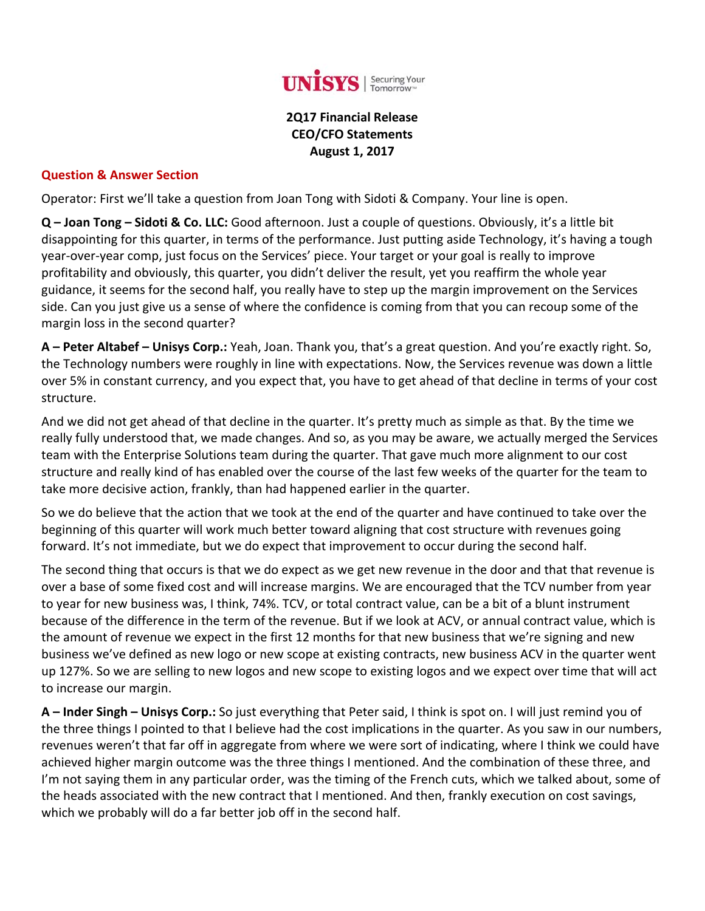**2Q17 Financial Release**
**CEO/CFO Statements**
**August 1, 2017**

## Question & Answer Section

Operator: First we'll take a question from Joan Tong with Sidoti & Company. Your line is open.

**Q – Joan Tong – Sidoti & Co. LLC:** Good afternoon. Just a couple of questions. Obviously, it's a little bit disappointing for this quarter, in terms of the performance. Just putting aside Technology, it's having a tough year-over-year comp, just focus on the Services' piece. Your target or your goal is really to improve profitability and obviously, this quarter, you didn't deliver the result, yet you reaffirm the whole year guidance, it seems for the second half, you really have to step up the margin improvement on the Services side. Can you just give us a sense of where the confidence is coming from that you can recoup some of the margin loss in the second quarter?

**A – Peter Altabef – Unisys Corp.:** Yeah, Joan. Thank you, that's a great question. And you're exactly right. So, the Technology numbers were roughly in line with expectations. Now, the Services revenue was down a little over 5% in constant currency, and you expect that, you have to get ahead of that decline in terms of your cost structure.

And we did not get ahead of that decline in the quarter. It's pretty much as simple as that. By the time we really fully understood that, we made changes. And so, as you may be aware, we actually merged the Services team with the Enterprise Solutions team during the quarter. That gave much more alignment to our cost structure and really kind of has enabled over the course of the last few weeks of the quarter for the team to take more decisive action, frankly, than had happened earlier in the quarter.

So we do believe that the action that we took at the end of the quarter and have continued to take over the beginning of this quarter will work much better toward aligning that cost structure with revenues going forward. It's not immediate, but we do expect that improvement to occur during the second half.

The second thing that occurs is that we do expect as we get new revenue in the door and that that revenue is over a base of some fixed cost and will increase margins. We are encouraged that the TCV number from year to year for new business was, I think, 74%. TCV, or total contract value, can be a bit of a blunt instrument because of the difference in the term of the revenue. But if we look at ACV, or annual contract value, which is the amount of revenue we expect in the first 12 months for that new business that we're signing and new business we've defined as new logo or new scope at existing contracts, new business ACV in the quarter went up 127%. So we are selling to new logos and new scope to existing logos and we expect over time that will act to increase our margin.

**A – Inder Singh – Unisys Corp.:** So just everything that Peter said, I think is spot on. I will just remind you of the three things I pointed to that I believe had the cost implications in the quarter. As you saw in our numbers, revenues weren't that far off in aggregate from where we were sort of indicating, where I think we could have achieved higher margin outcome was the three things I mentioned. And the combination of these three, and I'm not saying them in any particular order, was the timing of the French cuts, which we talked about, some of the heads associated with the new contract that I mentioned. And then, frankly execution on cost savings, which we probably will do a far better job off in the second half.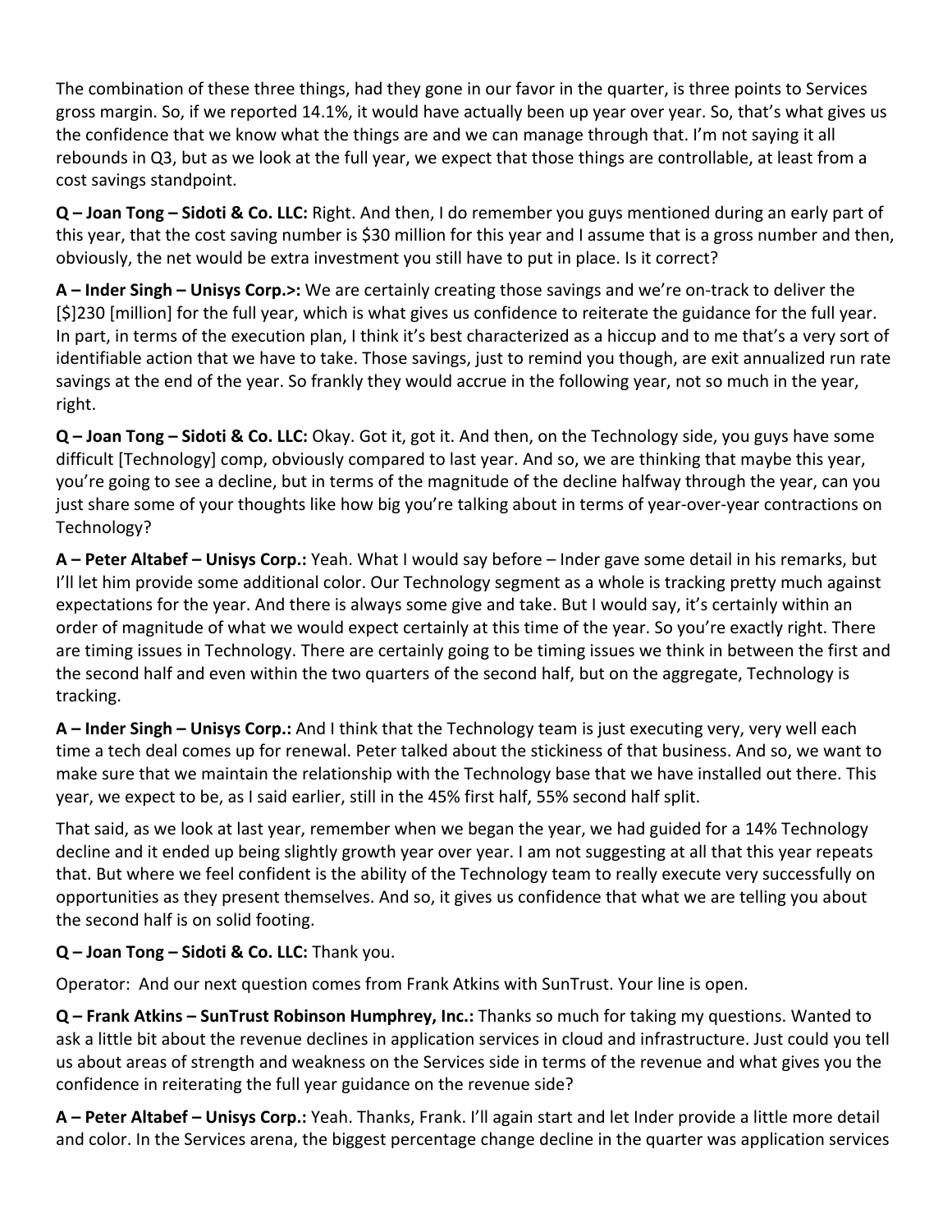The combination of these three things, had they gone in our favor in the quarter, is three points to Services gross margin. So, if we reported 14.1%, it would have actually been up year over year. So, that's what gives us the confidence that we know what the things are and we can manage through that. I'm not saying it all rebounds in Q3, but as we look at the full year, we expect that those things are controllable, at least from a cost savings standpoint.

**Q – Joan Tong – Sidoti & Co. LLC:** Right. And then, I do remember you guys mentioned during an early part of this year, that the cost saving number is $30 million for this year and I assume that is a gross number and then, obviously, the net would be extra investment you still have to put in place. Is it correct?

**A – Inder Singh – Unisys Corp.>:** We are certainly creating those savings and we're on-track to deliver the [$]230 [million] for the full year, which is what gives us confidence to reiterate the guidance for the full year. In part, in terms of the execution plan, I think it's best characterized as a hiccup and to me that's a very sort of identifiable action that we have to take. Those savings, just to remind you though, are exit annualized run rate savings at the end of the year. So frankly they would accrue in the following year, not so much in the year, right.

**Q – Joan Tong – Sidoti & Co. LLC:** Okay. Got it, got it. And then, on the Technology side, you guys have some difficult [Technology] comp, obviously compared to last year. And so, we are thinking that maybe this year, you're going to see a decline, but in terms of the magnitude of the decline halfway through the year, can you just share some of your thoughts like how big you're talking about in terms of year-over-year contractions on Technology?

**A – Peter Altabef – Unisys Corp.:** Yeah. What I would say before – Inder gave some detail in his remarks, but I'll let him provide some additional color. Our Technology segment as a whole is tracking pretty much against expectations for the year. And there is always some give and take. But I would say, it's certainly within an order of magnitude of what we would expect certainly at this time of the year. So you're exactly right. There are timing issues in Technology. There are certainly going to be timing issues we think in between the first and the second half and even within the two quarters of the second half, but on the aggregate, Technology is tracking.

**A – Inder Singh – Unisys Corp.:** And I think that the Technology team is just executing very, very well each time a tech deal comes up for renewal. Peter talked about the stickiness of that business. And so, we want to make sure that we maintain the relationship with the Technology base that we have installed out there. This year, we expect to be, as I said earlier, still in the 45% first half, 55% second half split.

That said, as we look at last year, remember when we began the year, we had guided for a 14% Technology decline and it ended up being slightly growth year over year. I am not suggesting at all that this year repeats that. But where we feel confident is the ability of the Technology team to really execute very successfully on opportunities as they present themselves. And so, it gives us confidence that what we are telling you about the second half is on solid footing.

**Q – Joan Tong – Sidoti & Co. LLC:** Thank you.

Operator: And our next question comes from Frank Atkins with SunTrust. Your line is open.

**Q – Frank Atkins – SunTrust Robinson Humphrey, Inc.:** Thanks so much for taking my questions. Wanted to ask a little bit about the revenue declines in application services in cloud and infrastructure. Just could you tell us about areas of strength and weakness on the Services side in terms of the revenue and what gives you the confidence in reiterating the full year guidance on the revenue side?

**A – Peter Altabef – Unisys Corp.:** Yeah. Thanks, Frank. I'll again start and let Inder provide a little more detail and color. In the Services arena, the biggest percentage change decline in the quarter was application services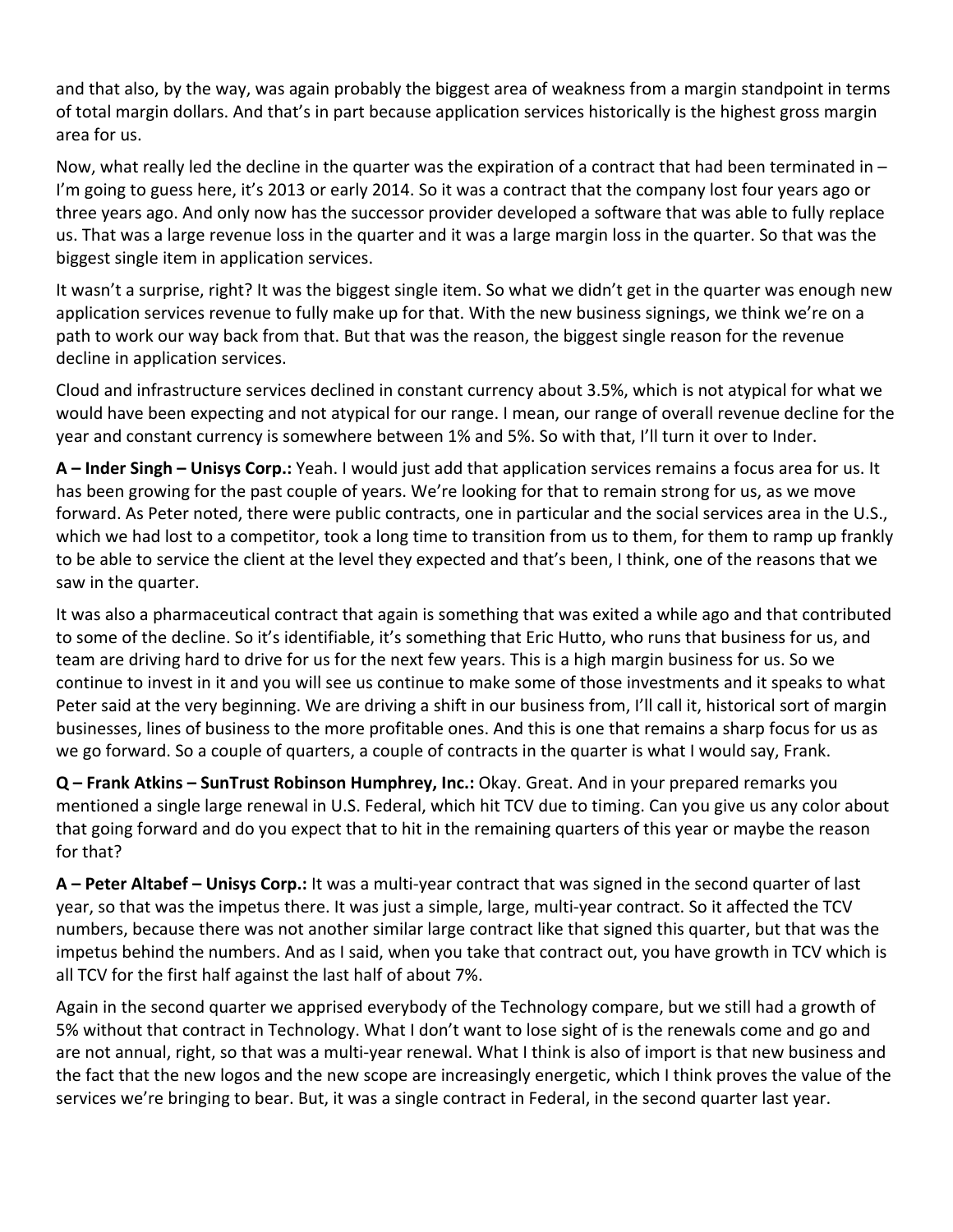and that also, by the way, was again probably the biggest area of weakness from a margin standpoint in terms of total margin dollars. And that's in part because application services historically is the highest gross margin area for us.

Now, what really led the decline in the quarter was the expiration of a contract that had been terminated in – I'm going to guess here, it's 2013 or early 2014. So it was a contract that the company lost four years ago or three years ago. And only now has the successor provider developed a software that was able to fully replace us. That was a large revenue loss in the quarter and it was a large margin loss in the quarter. So that was the biggest single item in application services.

It wasn't a surprise, right? It was the biggest single item. So what we didn't get in the quarter was enough new application services revenue to fully make up for that. With the new business signings, we think we're on a path to work our way back from that. But that was the reason, the biggest single reason for the revenue decline in application services.

Cloud and infrastructure services declined in constant currency about 3.5%, which is not atypical for what we would have been expecting and not atypical for our range. I mean, our range of overall revenue decline for the year and constant currency is somewhere between 1% and 5%. So with that, I'll turn it over to Inder.

**A – Inder Singh – Unisys Corp.:** Yeah. I would just add that application services remains a focus area for us. It has been growing for the past couple of years. We're looking for that to remain strong for us, as we move forward. As Peter noted, there were public contracts, one in particular and the social services area in the U.S., which we had lost to a competitor, took a long time to transition from us to them, for them to ramp up frankly to be able to service the client at the level they expected and that's been, I think, one of the reasons that we saw in the quarter.

It was also a pharmaceutical contract that again is something that was exited a while ago and that contributed to some of the decline. So it's identifiable, it's something that Eric Hutto, who runs that business for us, and team are driving hard to drive for us for the next few years. This is a high margin business for us. So we continue to invest in it and you will see us continue to make some of those investments and it speaks to what Peter said at the very beginning. We are driving a shift in our business from, I'll call it, historical sort of margin businesses, lines of business to the more profitable ones. And this is one that remains a sharp focus for us as we go forward. So a couple of quarters, a couple of contracts in the quarter is what I would say, Frank.

**Q – Frank Atkins – SunTrust Robinson Humphrey, Inc.:** Okay. Great. And in your prepared remarks you mentioned a single large renewal in U.S. Federal, which hit TCV due to timing. Can you give us any color about that going forward and do you expect that to hit in the remaining quarters of this year or maybe the reason for that?

**A – Peter Altabef – Unisys Corp.:** It was a multi-year contract that was signed in the second quarter of last year, so that was the impetus there. It was just a simple, large, multi-year contract. So it affected the TCV numbers, because there was not another similar large contract like that signed this quarter, but that was the impetus behind the numbers. And as I said, when you take that contract out, you have growth in TCV which is all TCV for the first half against the last half of about 7%.

Again in the second quarter we apprised everybody of the Technology compare, but we still had a growth of 5% without that contract in Technology. What I don't want to lose sight of is the renewals come and go and are not annual, right, so that was a multi-year renewal. What I think is also of import is that new business and the fact that the new logos and the new scope are increasingly energetic, which I think proves the value of the services we're bringing to bear. But, it was a single contract in Federal, in the second quarter last year.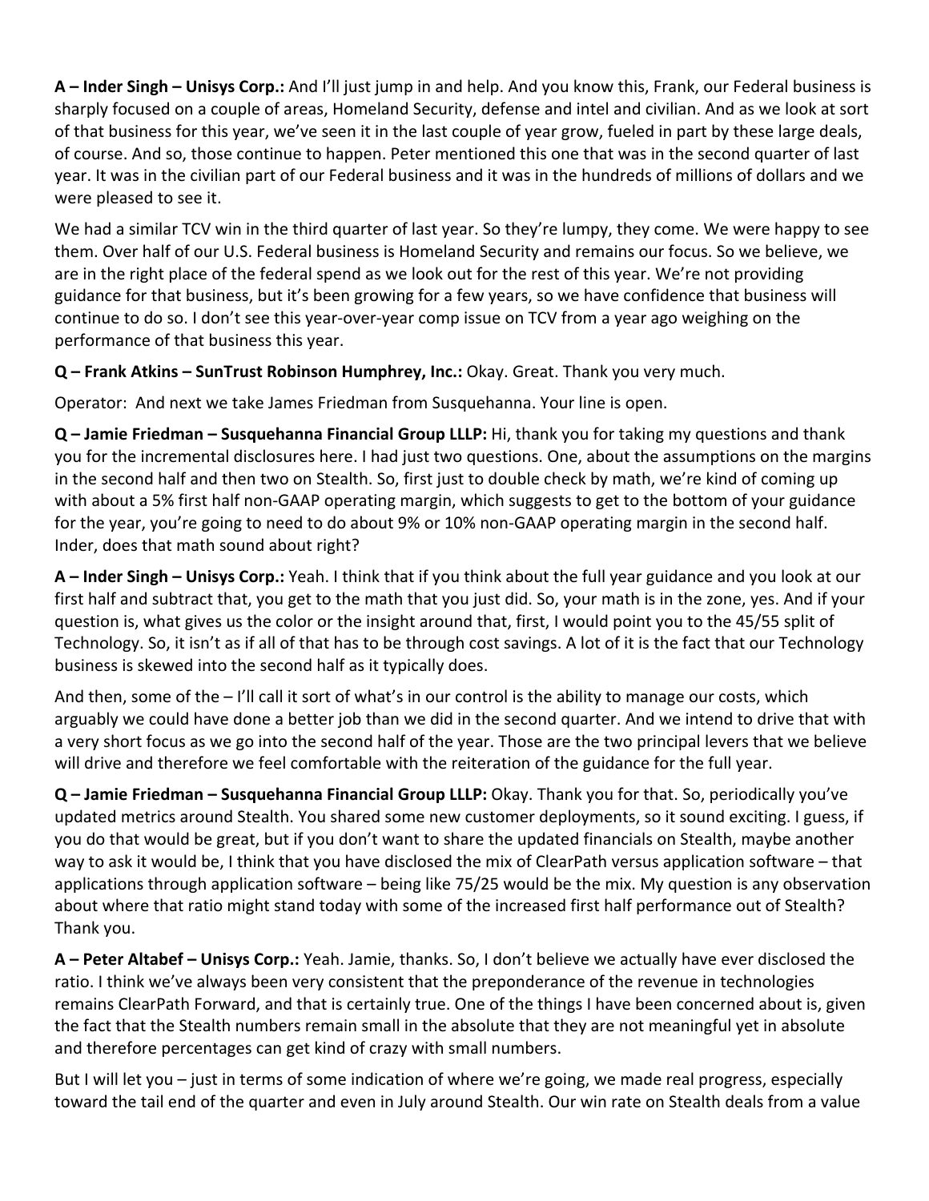**A – Inder Singh – Unisys Corp.:** And I'll just jump in and help. And you know this, Frank, our Federal business is sharply focused on a couple of areas, Homeland Security, defense and intel and civilian. And as we look at sort of that business for this year, we've seen it in the last couple of year grow, fueled in part by these large deals, of course. And so, those continue to happen. Peter mentioned this one that was in the second quarter of last year. It was in the civilian part of our Federal business and it was in the hundreds of millions of dollars and we were pleased to see it.

We had a similar TCV win in the third quarter of last year. So they're lumpy, they come. We were happy to see them. Over half of our U.S. Federal business is Homeland Security and remains our focus. So we believe, we are in the right place of the federal spend as we look out for the rest of this year. We're not providing guidance for that business, but it's been growing for a few years, so we have confidence that business will continue to do so. I don't see this year-over-year comp issue on TCV from a year ago weighing on the performance of that business this year.

**Q – Frank Atkins – SunTrust Robinson Humphrey, Inc.:** Okay. Great. Thank you very much.

Operator: And next we take James Friedman from Susquehanna. Your line is open.

**Q – Jamie Friedman – Susquehanna Financial Group LLLP:** Hi, thank you for taking my questions and thank you for the incremental disclosures here. I had just two questions. One, about the assumptions on the margins in the second half and then two on Stealth. So, first just to double check by math, we're kind of coming up with about a 5% first half non-GAAP operating margin, which suggests to get to the bottom of your guidance for the year, you're going to need to do about 9% or 10% non-GAAP operating margin in the second half. Inder, does that math sound about right?

**A – Inder Singh – Unisys Corp.:** Yeah. I think that if you think about the full year guidance and you look at our first half and subtract that, you get to the math that you just did. So, your math is in the zone, yes. And if your question is, what gives us the color or the insight around that, first, I would point you to the 45/55 split of Technology. So, it isn't as if all of that has to be through cost savings. A lot of it is the fact that our Technology business is skewed into the second half as it typically does.

And then, some of the – I'll call it sort of what's in our control is the ability to manage our costs, which arguably we could have done a better job than we did in the second quarter. And we intend to drive that with a very short focus as we go into the second half of the year. Those are the two principal levers that we believe will drive and therefore we feel comfortable with the reiteration of the guidance for the full year.

**Q – Jamie Friedman – Susquehanna Financial Group LLLP:** Okay. Thank you for that. So, periodically you've updated metrics around Stealth. You shared some new customer deployments, so it sound exciting. I guess, if you do that would be great, but if you don't want to share the updated financials on Stealth, maybe another way to ask it would be, I think that you have disclosed the mix of ClearPath versus application software – that applications through application software – being like 75/25 would be the mix. My question is any observation about where that ratio might stand today with some of the increased first half performance out of Stealth? Thank you.

**A – Peter Altabef – Unisys Corp.:** Yeah. Jamie, thanks. So, I don't believe we actually have ever disclosed the ratio. I think we've always been very consistent that the preponderance of the revenue in technologies remains ClearPath Forward, and that is certainly true. One of the things I have been concerned about is, given the fact that the Stealth numbers remain small in the absolute that they are not meaningful yet in absolute and therefore percentages can get kind of crazy with small numbers.

But I will let you – just in terms of some indication of where we're going, we made real progress, especially toward the tail end of the quarter and even in July around Stealth. Our win rate on Stealth deals from a value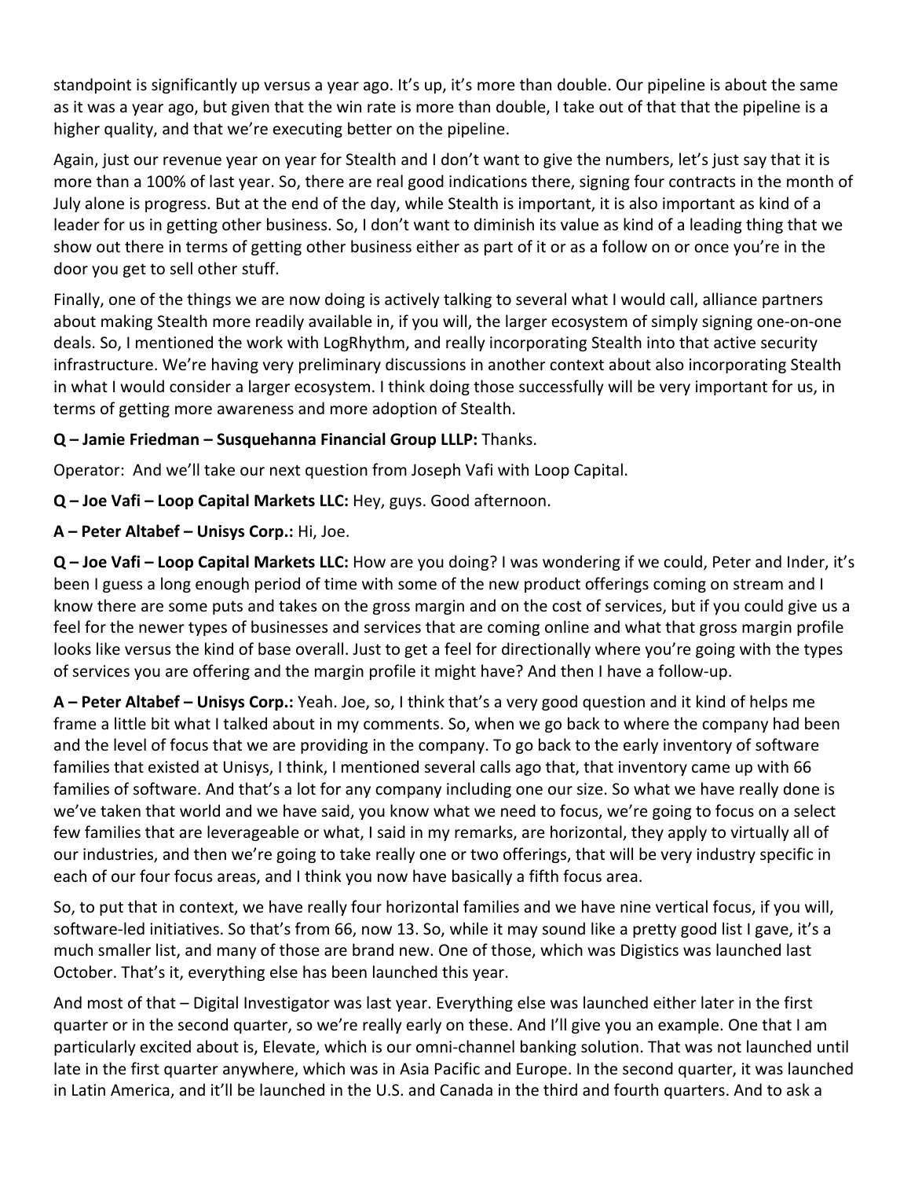standpoint is significantly up versus a year ago. It's up, it's more than double. Our pipeline is about the same as it was a year ago, but given that the win rate is more than double, I take out of that that the pipeline is a higher quality, and that we're executing better on the pipeline.

Again, just our revenue year on year for Stealth and I don't want to give the numbers, let's just say that it is more than a 100% of last year. So, there are real good indications there, signing four contracts in the month of July alone is progress. But at the end of the day, while Stealth is important, it is also important as kind of a leader for us in getting other business. So, I don't want to diminish its value as kind of a leading thing that we show out there in terms of getting other business either as part of it or as a follow on or once you're in the door you get to sell other stuff.

Finally, one of the things we are now doing is actively talking to several what I would call, alliance partners about making Stealth more readily available in, if you will, the larger ecosystem of simply signing one-on-one deals. So, I mentioned the work with LogRhythm, and really incorporating Stealth into that active security infrastructure. We're having very preliminary discussions in another context about also incorporating Stealth in what I would consider a larger ecosystem. I think doing those successfully will be very important for us, in terms of getting more awareness and more adoption of Stealth.

**Q – Jamie Friedman – Susquehanna Financial Group LLLP:** Thanks.

Operator: And we'll take our next question from Joseph Vafi with Loop Capital.

**Q – Joe Vafi – Loop Capital Markets LLC:** Hey, guys. Good afternoon.

**A – Peter Altabef – Unisys Corp.:** Hi, Joe.

**Q – Joe Vafi – Loop Capital Markets LLC:** How are you doing? I was wondering if we could, Peter and Inder, it's been I guess a long enough period of time with some of the new product offerings coming on stream and I know there are some puts and takes on the gross margin and on the cost of services, but if you could give us a feel for the newer types of businesses and services that are coming online and what that gross margin profile looks like versus the kind of base overall. Just to get a feel for directionally where you're going with the types of services you are offering and the margin profile it might have? And then I have a follow-up.

**A – Peter Altabef – Unisys Corp.:** Yeah. Joe, so, I think that's a very good question and it kind of helps me frame a little bit what I talked about in my comments. So, when we go back to where the company had been and the level of focus that we are providing in the company. To go back to the early inventory of software families that existed at Unisys, I think, I mentioned several calls ago that, that inventory came up with 66 families of software. And that's a lot for any company including one our size. So what we have really done is we've taken that world and we have said, you know what we need to focus, we're going to focus on a select few families that are leverageable or what, I said in my remarks, are horizontal, they apply to virtually all of our industries, and then we're going to take really one or two offerings, that will be very industry specific in each of our four focus areas, and I think you now have basically a fifth focus area.

So, to put that in context, we have really four horizontal families and we have nine vertical focus, if you will, software-led initiatives. So that's from 66, now 13. So, while it may sound like a pretty good list I gave, it's a much smaller list, and many of those are brand new. One of those, which was Digistics was launched last October. That's it, everything else has been launched this year.

And most of that – Digital Investigator was last year. Everything else was launched either later in the first quarter or in the second quarter, so we're really early on these. And I'll give you an example. One that I am particularly excited about is, Elevate, which is our omni-channel banking solution. That was not launched until late in the first quarter anywhere, which was in Asia Pacific and Europe. In the second quarter, it was launched in Latin America, and it'll be launched in the U.S. and Canada in the third and fourth quarters. And to ask a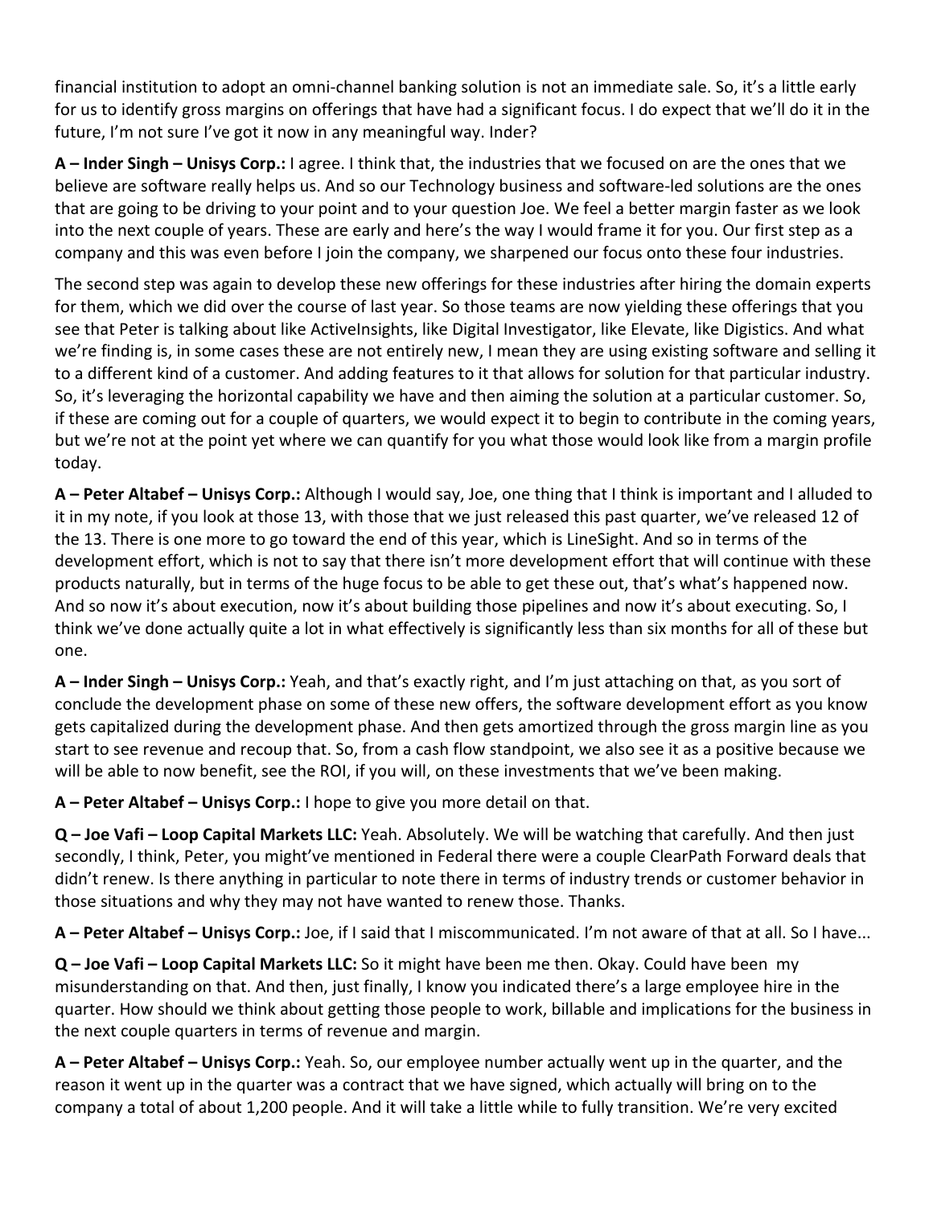financial institution to adopt an omni-channel banking solution is not an immediate sale. So, it's a little early for us to identify gross margins on offerings that have had a significant focus. I do expect that we'll do it in the future, I'm not sure I've got it now in any meaningful way. Inder?

**A – Inder Singh – Unisys Corp.:** I agree. I think that, the industries that we focused on are the ones that we believe are software really helps us. And so our Technology business and software-led solutions are the ones that are going to be driving to your point and to your question Joe. We feel a better margin faster as we look into the next couple of years. These are early and here's the way I would frame it for you. Our first step as a company and this was even before I join the company, we sharpened our focus onto these four industries.

The second step was again to develop these new offerings for these industries after hiring the domain experts for them, which we did over the course of last year. So those teams are now yielding these offerings that you see that Peter is talking about like ActiveInsights, like Digital Investigator, like Elevate, like Digistics. And what we're finding is, in some cases these are not entirely new, I mean they are using existing software and selling it to a different kind of a customer. And adding features to it that allows for solution for that particular industry. So, it's leveraging the horizontal capability we have and then aiming the solution at a particular customer. So, if these are coming out for a couple of quarters, we would expect it to begin to contribute in the coming years, but we're not at the point yet where we can quantify for you what those would look like from a margin profile today.

**A – Peter Altabef – Unisys Corp.:** Although I would say, Joe, one thing that I think is important and I alluded to it in my note, if you look at those 13, with those that we just released this past quarter, we've released 12 of the 13. There is one more to go toward the end of this year, which is LineSight. And so in terms of the development effort, which is not to say that there isn't more development effort that will continue with these products naturally, but in terms of the huge focus to be able to get these out, that's what's happened now. And so now it's about execution, now it's about building those pipelines and now it's about executing. So, I think we've done actually quite a lot in what effectively is significantly less than six months for all of these but one.

**A – Inder Singh – Unisys Corp.:** Yeah, and that's exactly right, and I'm just attaching on that, as you sort of conclude the development phase on some of these new offers, the software development effort as you know gets capitalized during the development phase. And then gets amortized through the gross margin line as you start to see revenue and recoup that. So, from a cash flow standpoint, we also see it as a positive because we will be able to now benefit, see the ROI, if you will, on these investments that we've been making.

**A – Peter Altabef – Unisys Corp.:** I hope to give you more detail on that.

**Q – Joe Vafi – Loop Capital Markets LLC:** Yeah. Absolutely. We will be watching that carefully. And then just secondly, I think, Peter, you might've mentioned in Federal there were a couple ClearPath Forward deals that didn't renew. Is there anything in particular to note there in terms of industry trends or customer behavior in those situations and why they may not have wanted to renew those. Thanks.

**A – Peter Altabef – Unisys Corp.:** Joe, if I said that I miscommunicated. I'm not aware of that at all. So I have...

**Q – Joe Vafi – Loop Capital Markets LLC:** So it might have been me then. Okay. Could have been my misunderstanding on that. And then, just finally, I know you indicated there's a large employee hire in the quarter. How should we think about getting those people to work, billable and implications for the business in the next couple quarters in terms of revenue and margin.

**A – Peter Altabef – Unisys Corp.:** Yeah. So, our employee number actually went up in the quarter, and the reason it went up in the quarter was a contract that we have signed, which actually will bring on to the company a total of about 1,200 people. And it will take a little while to fully transition. We're very excited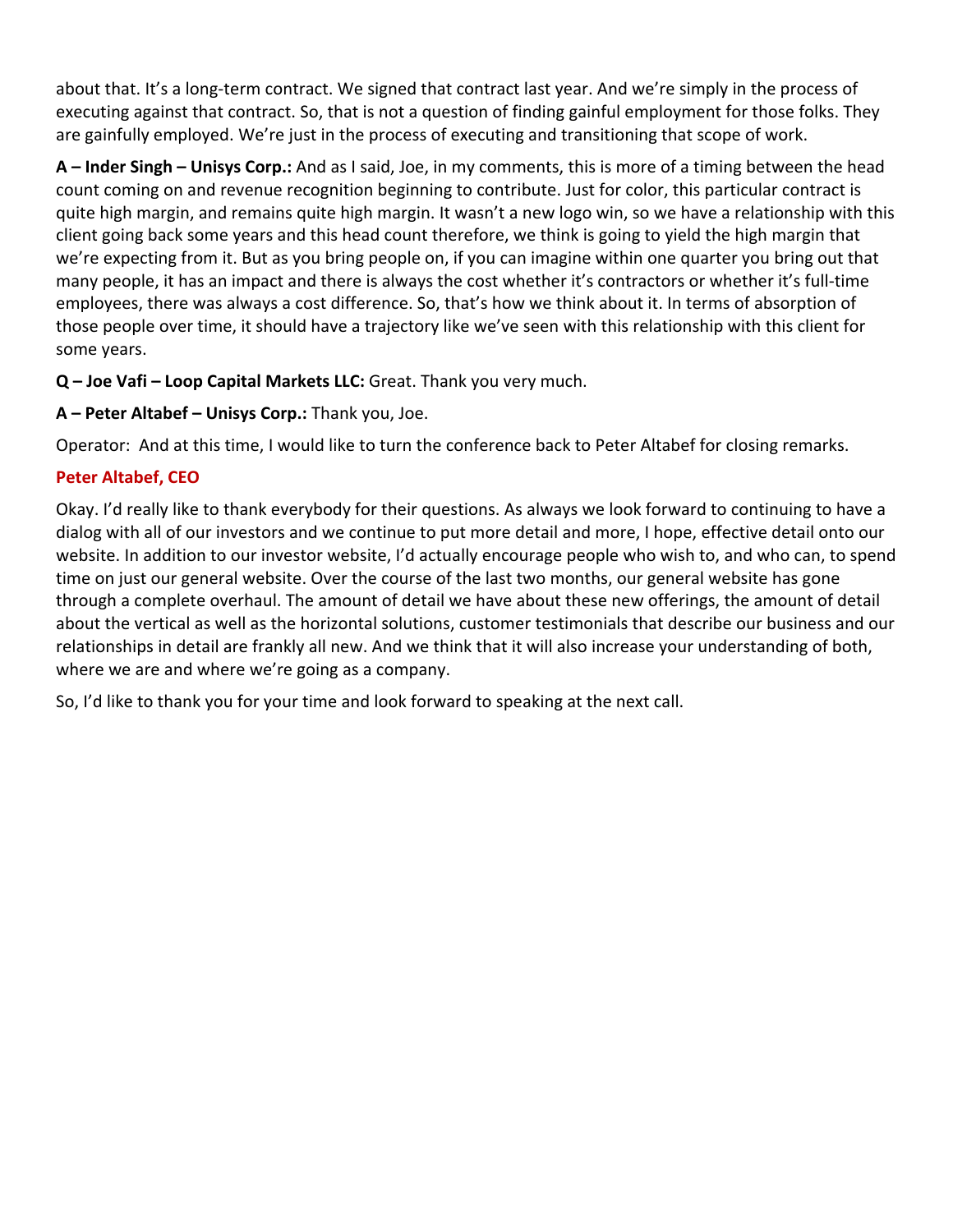about that. It's a long-term contract. We signed that contract last year. And we're simply in the process of executing against that contract. So, that is not a question of finding gainful employment for those folks. They are gainfully employed. We're just in the process of executing and transitioning that scope of work.

**A – Inder Singh – Unisys Corp.:** And as I said, Joe, in my comments, this is more of a timing between the head count coming on and revenue recognition beginning to contribute. Just for color, this particular contract is quite high margin, and remains quite high margin. It wasn't a new logo win, so we have a relationship with this client going back some years and this head count therefore, we think is going to yield the high margin that we're expecting from it. But as you bring people on, if you can imagine within one quarter you bring out that many people, it has an impact and there is always the cost whether it's contractors or whether it's full-time employees, there was always a cost difference. So, that's how we think about it. In terms of absorption of those people over time, it should have a trajectory like we've seen with this relationship with this client for some years.

**Q – Joe Vafi – Loop Capital Markets LLC:** Great. Thank you very much.

**A – Peter Altabef – Unisys Corp.:** Thank you, Joe.

Operator: And at this time, I would like to turn the conference back to Peter Altabef for closing remarks.

**Peter Altabef, CEO**

Okay. I'd really like to thank everybody for their questions. As always we look forward to continuing to have a dialog with all of our investors and we continue to put more detail and more, I hope, effective detail onto our website. In addition to our investor website, I'd actually encourage people who wish to, and who can, to spend time on just our general website. Over the course of the last two months, our general website has gone through a complete overhaul. The amount of detail we have about these new offerings, the amount of detail about the vertical as well as the horizontal solutions, customer testimonials that describe our business and our relationships in detail are frankly all new. And we think that it will also increase your understanding of both, where we are and where we're going as a company.

So, I'd like to thank you for your time and look forward to speaking at the next call.